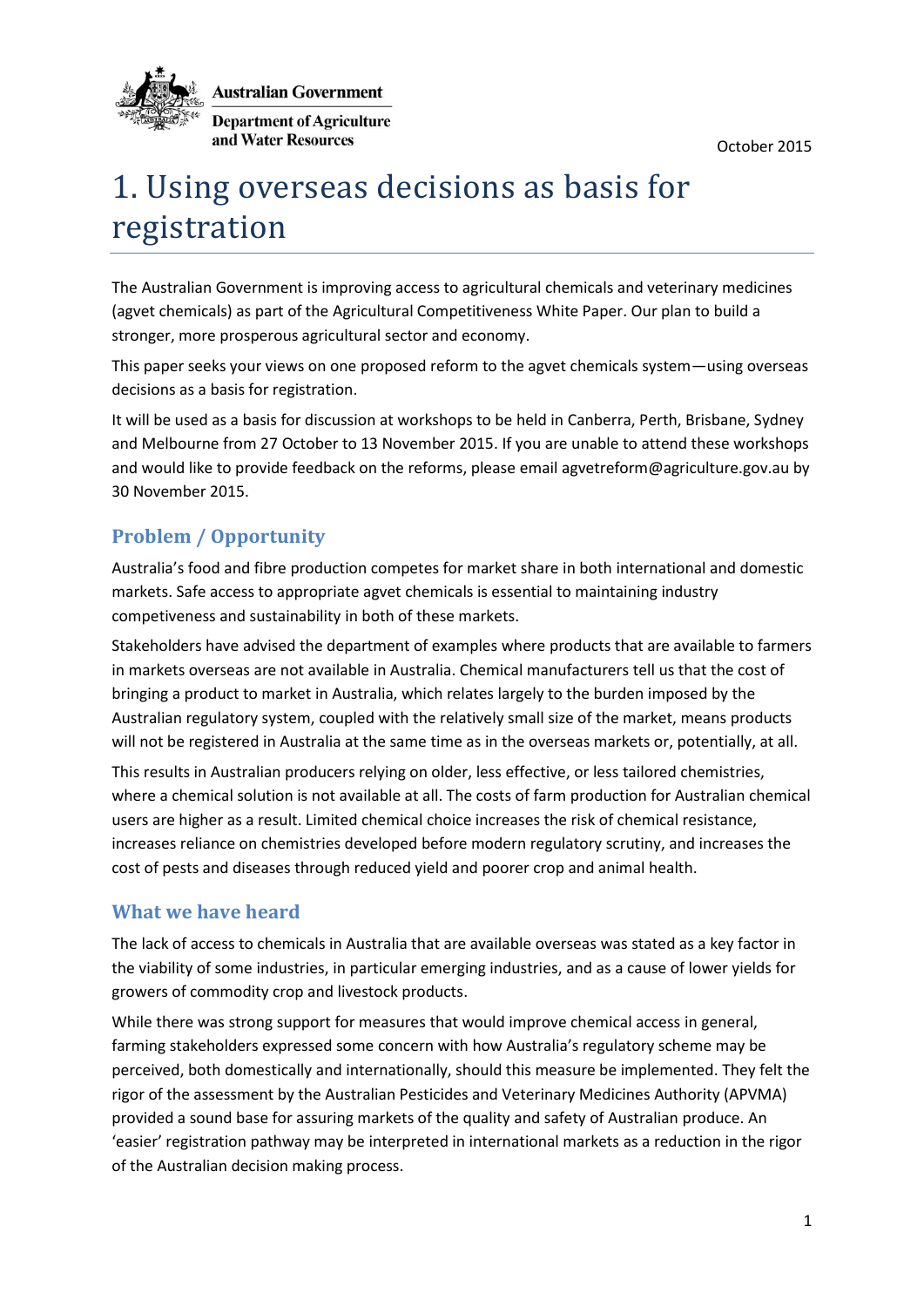Australian Government

Department of Agriculture and Water Resources

October 2015

# 1. Using overseas decisions as basis for registration

The Australian Government is improving access to agricultural chemicals and veterinary medicines (agvet chemicals) as part of the Agricultural Competitiveness White Paper. Our plan to build a stronger, more prosperous agricultural sector and economy.

This paper seeks your views on one proposed reform to the agvet chemicals system—using overseas decisions as a basis for registration.

It will be used as a basis for discussion at workshops to be held in Canberra, Perth, Brisbane, Sydney and Melbourne from 27 October to 13 November 2015. If you are unable to attend these workshops and would like to provide feedback on the reforms, please email agvetreform@agriculture.gov.au by 30 November 2015.

## Problem / Opportunity

Australia's food and fibre production competes for market share in both international and domestic markets. Safe access to appropriate agvet chemicals is essential to maintaining industry competiveness and sustainability in both of these markets.

Stakeholders have advised the department of examples where products that are available to farmers in markets overseas are not available in Australia. Chemical manufacturers tell us that the cost of bringing a product to market in Australia, which relates largely to the burden imposed by the Australian regulatory system, coupled with the relatively small size of the market, means products will not be registered in Australia at the same time as in the overseas markets or, potentially, at all.

This results in Australian producers relying on older, less effective, or less tailored chemistries, where a chemical solution is not available at all. The costs of farm production for Australian chemical users are higher as a result. Limited chemical choice increases the risk of chemical resistance, increases reliance on chemistries developed before modern regulatory scrutiny, and increases the cost of pests and diseases through reduced yield and poorer crop and animal health.

## What we have heard

The lack of access to chemicals in Australia that are available overseas was stated as a key factor in the viability of some industries, in particular emerging industries, and as a cause of lower yields for growers of commodity crop and livestock products.

While there was strong support for measures that would improve chemical access in general, farming stakeholders expressed some concern with how Australia's regulatory scheme may be perceived, both domestically and internationally, should this measure be implemented. They felt the rigor of the assessment by the Australian Pesticides and Veterinary Medicines Authority (APVMA) provided a sound base for assuring markets of the quality and safety of Australian produce. An 'easier' registration pathway may be interpreted in international markets as a reduction in the rigor of the Australian decision making process.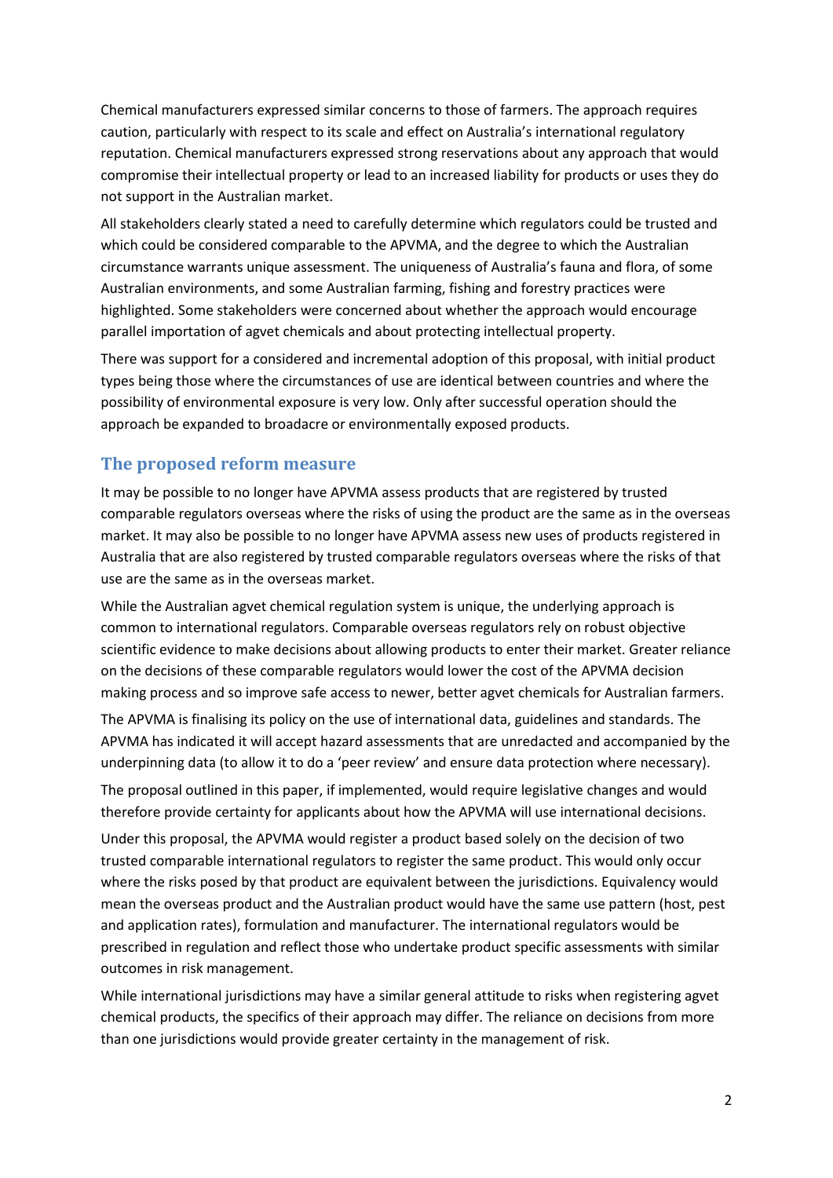Chemical manufacturers expressed similar concerns to those of farmers. The approach requires caution, particularly with respect to its scale and effect on Australia's international regulatory reputation. Chemical manufacturers expressed strong reservations about any approach that would compromise their intellectual property or lead to an increased liability for products or uses they do not support in the Australian market.

All stakeholders clearly stated a need to carefully determine which regulators could be trusted and which could be considered comparable to the APVMA, and the degree to which the Australian circumstance warrants unique assessment. The uniqueness of Australia's fauna and flora, of some Australian environments, and some Australian farming, fishing and forestry practices were highlighted. Some stakeholders were concerned about whether the approach would encourage parallel importation of agvet chemicals and about protecting intellectual property.

There was support for a considered and incremental adoption of this proposal, with initial product types being those where the circumstances of use are identical between countries and where the possibility of environmental exposure is very low. Only after successful operation should the approach be expanded to broadacre or environmentally exposed products.

## The proposed reform measure

It may be possible to no longer have APVMA assess products that are registered by trusted comparable regulators overseas where the risks of using the product are the same as in the overseas market. It may also be possible to no longer have APVMA assess new uses of products registered in Australia that are also registered by trusted comparable regulators overseas where the risks of that use are the same as in the overseas market.

While the Australian agvet chemical regulation system is unique, the underlying approach is common to international regulators. Comparable overseas regulators rely on robust objective scientific evidence to make decisions about allowing products to enter their market. Greater reliance on the decisions of these comparable regulators would lower the cost of the APVMA decision making process and so improve safe access to newer, better agvet chemicals for Australian farmers.

The APVMA is finalising its policy on the use of international data, guidelines and standards. The APVMA has indicated it will accept hazard assessments that are unredacted and accompanied by the underpinning data (to allow it to do a 'peer review' and ensure data protection where necessary).

The proposal outlined in this paper, if implemented, would require legislative changes and would therefore provide certainty for applicants about how the APVMA will use international decisions.

Under this proposal, the APVMA would register a product based solely on the decision of two trusted comparable international regulators to register the same product. This would only occur where the risks posed by that product are equivalent between the jurisdictions. Equivalency would mean the overseas product and the Australian product would have the same use pattern (host, pest and application rates), formulation and manufacturer. The international regulators would be prescribed in regulation and reflect those who undertake product specific assessments with similar outcomes in risk management.

While international jurisdictions may have a similar general attitude to risks when registering agvet chemical products, the specifics of their approach may differ. The reliance on decisions from more than one jurisdictions would provide greater certainty in the management of risk.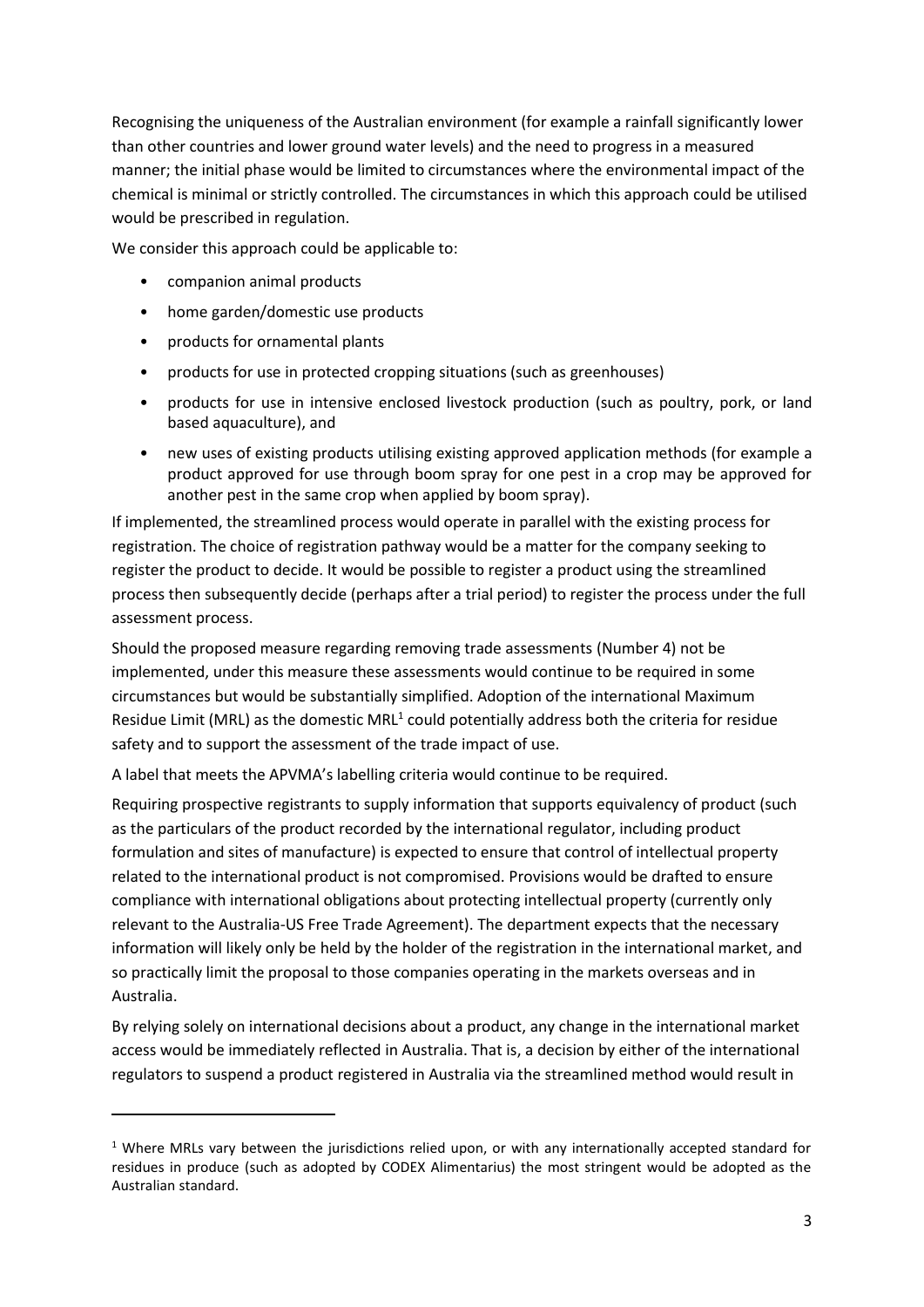Recognising the uniqueness of the Australian environment (for example a rainfall significantly lower than other countries and lower ground water levels) and the need to progress in a measured manner; the initial phase would be limited to circumstances where the environmental impact of the chemical is minimal or strictly controlled. The circumstances in which this approach could be utilised would be prescribed in regulation.

We consider this approach could be applicable to:

- companion animal products
- home garden/domestic use products
- products for ornamental plants
- products for use in protected cropping situations (such as greenhouses)
- products for use in intensive enclosed livestock production (such as poultry, pork, or land based aquaculture), and
- new uses of existing products utilising existing approved application methods (for example a product approved for use through boom spray for one pest in a crop may be approved for another pest in the same crop when applied by boom spray).

If implemented, the streamlined process would operate in parallel with the existing process for registration. The choice of registration pathway would be a matter for the company seeking to register the product to decide. It would be possible to register a product using the streamlined process then subsequently decide (perhaps after a trial period) to register the process under the full assessment process.

Should the proposed measure regarding removing trade assessments (Number 4) not be implemented, under this measure these assessments would continue to be required in some circumstances but would be substantially simplified. Adoption of the international Maximum Residue Limit (MRL) as the domestic MRL[1] could potentially address both the criteria for residue safety and to support the assessment of the trade impact of use.

A label that meets the APVMA's labelling criteria would continue to be required.

Requiring prospective registrants to supply information that supports equivalency of product (such as the particulars of the product recorded by the international regulator, including product formulation and sites of manufacture) is expected to ensure that control of intellectual property related to the international product is not compromised. Provisions would be drafted to ensure compliance with international obligations about protecting intellectual property (currently only relevant to the Australia-US Free Trade Agreement). The department expects that the necessary information will likely only be held by the holder of the registration in the international market, and so practically limit the proposal to those companies operating in the markets overseas and in Australia.

By relying solely on international decisions about a product, any change in the international market access would be immediately reflected in Australia. That is, a decision by either of the international regulators to suspend a product registered in Australia via the streamlined method would result in

---

[1] Where MRLs vary between the jurisdictions relied upon, or with any internationally accepted standard for residues in produce (such as adopted by CODEX Alimentarius) the most stringent would be adopted as the Australian standard.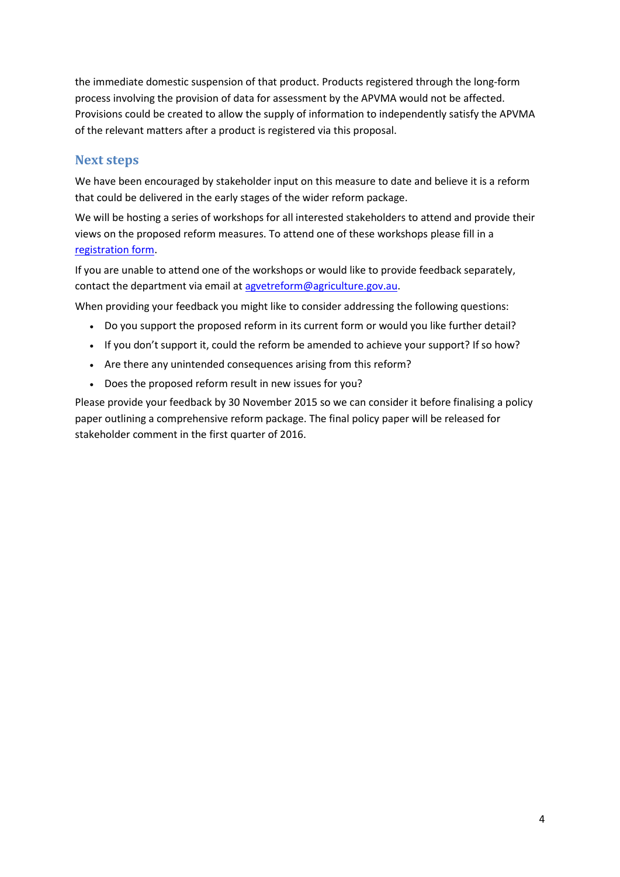the immediate domestic suspension of that product. Products registered through the long-form process involving the provision of data for assessment by the APVMA would not be affected. Provisions could be created to allow the supply of information to independently satisfy the APVMA of the relevant matters after a product is registered via this proposal.

## Next steps

We have been encouraged by stakeholder input on this measure to date and believe it is a reform that could be delivered in the early stages of the wider reform package.

We will be hosting a series of workshops for all interested stakeholders to attend and provide their views on the proposed reform measures. To attend one of these workshops please fill in a [registration form](registration form).

If you are unable to attend one of the workshops or would like to provide feedback separately, contact the department via email at [agvetreform@agriculture.gov.au](mailto:agvetreform@agriculture.gov.au).

When providing your feedback you might like to consider addressing the following questions:

- Do you support the proposed reform in its current form or would you like further detail?
- If you don't support it, could the reform be amended to achieve your support? If so how?
- Are there any unintended consequences arising from this reform?
- Does the proposed reform result in new issues for you?

Please provide your feedback by 30 November 2015 so we can consider it before finalising a policy paper outlining a comprehensive reform package. The final policy paper will be released for stakeholder comment in the first quarter of 2016.